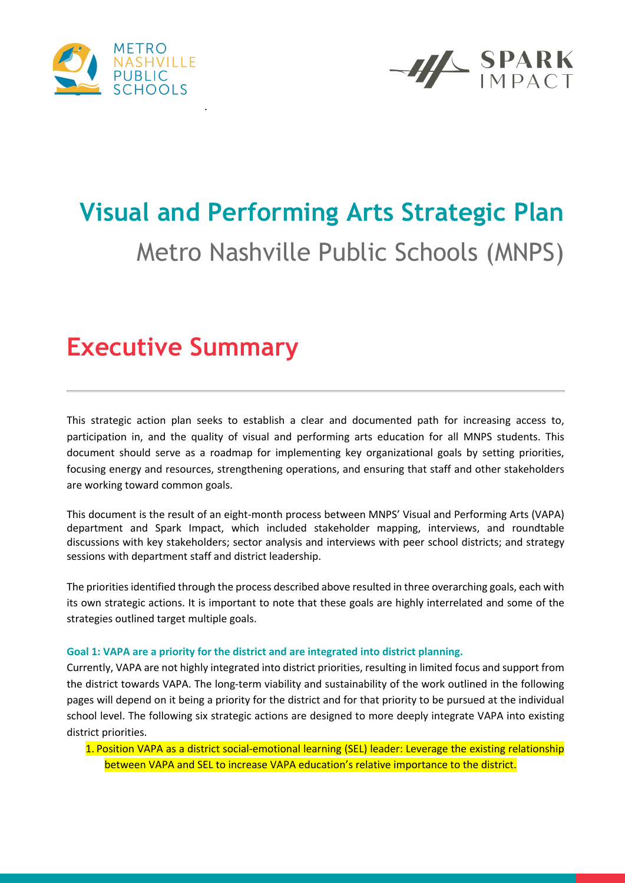# Visual and Performing Arts Strategic Plan

Metro Nashville Public Schools (MNPS)

## Executive Summary

This strategic action plan seeks to establish a clear and documented path for increasing access to, participation in, and the quality of visual and performing arts education for all MNPS students. This document should serve as a roadmap for implementing key organizational goals by setting priorities, focusing energy and resources, strengthening operations, and ensuring that staff and other stakeholders are working toward common goals.

This document is the result of an eight-month process between MNPS' Visual and Performing Arts (VAPA) department and Spark Impact, which included stakeholder mapping, interviews, and roundtable discussions with key stakeholders; sector analysis and interviews with peer school districts; and strategy sessions with department staff and district leadership.

The priorities identified through the process described above resulted in three overarching goals, each with its own strategic actions. It is important to note that these goals are highly interrelated and some of the strategies outlined target multiple goals.

**Goal 1: VAPA are a priority for the district and are integrated into district planning.**

Currently, VAPA are not highly integrated into district priorities, resulting in limited focus and support from the district towards VAPA. The long-term viability and sustainability of the work outlined in the following pages will depend on it being a priority for the district and for that priority to be pursued at the individual school level. The following six strategic actions are designed to more deeply integrate VAPA into existing district priorities.

1. Position VAPA as a district social-emotional learning (SEL) leader: Leverage the existing relationship between VAPA and SEL to increase VAPA education's relative importance to the district.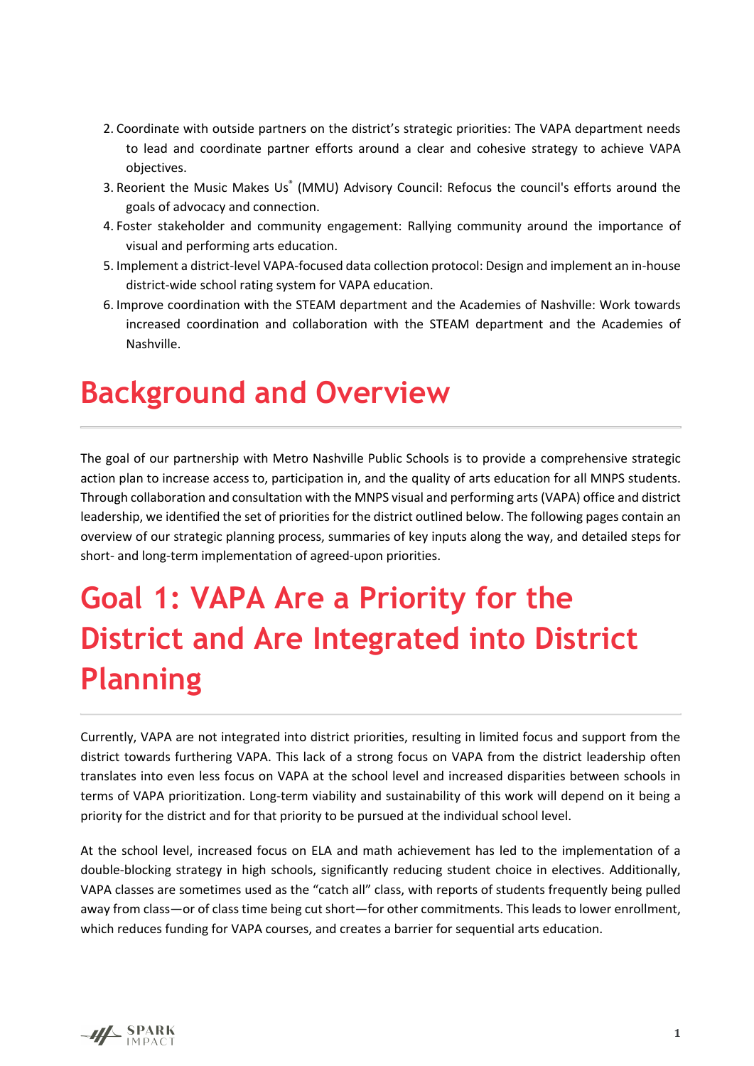2. Coordinate with outside partners on the district's strategic priorities: The VAPA department needs to lead and coordinate partner efforts around a clear and cohesive strategy to achieve VAPA objectives.
3. Reorient the Music Makes Us® (MMU) Advisory Council: Refocus the council's efforts around the goals of advocacy and connection.
4. Foster stakeholder and community engagement: Rallying community around the importance of visual and performing arts education.
5. Implement a district-level VAPA-focused data collection protocol: Design and implement an in-house district-wide school rating system for VAPA education.
6. Improve coordination with the STEAM department and the Academies of Nashville: Work towards increased coordination and collaboration with the STEAM department and the Academies of Nashville.

# Background and Overview

The goal of our partnership with Metro Nashville Public Schools is to provide a comprehensive strategic action plan to increase access to, participation in, and the quality of arts education for all MNPS students. Through collaboration and consultation with the MNPS visual and performing arts (VAPA) office and district leadership, we identified the set of priorities for the district outlined below. The following pages contain an overview of our strategic planning process, summaries of key inputs along the way, and detailed steps for short- and long-term implementation of agreed-upon priorities.

# Goal 1: VAPA Are a Priority for the District and Are Integrated into District Planning

Currently, VAPA are not integrated into district priorities, resulting in limited focus and support from the district towards furthering VAPA. This lack of a strong focus on VAPA from the district leadership often translates into even less focus on VAPA at the school level and increased disparities between schools in terms of VAPA prioritization. Long-term viability and sustainability of this work will depend on it being a priority for the district and for that priority to be pursued at the individual school level.

At the school level, increased focus on ELA and math achievement has led to the implementation of a double-blocking strategy in high schools, significantly reducing student choice in electives. Additionally, VAPA classes are sometimes used as the "catch all" class, with reports of students frequently being pulled away from class—or of class time being cut short—for other commitments. This leads to lower enrollment, which reduces funding for VAPA courses, and creates a barrier for sequential arts education.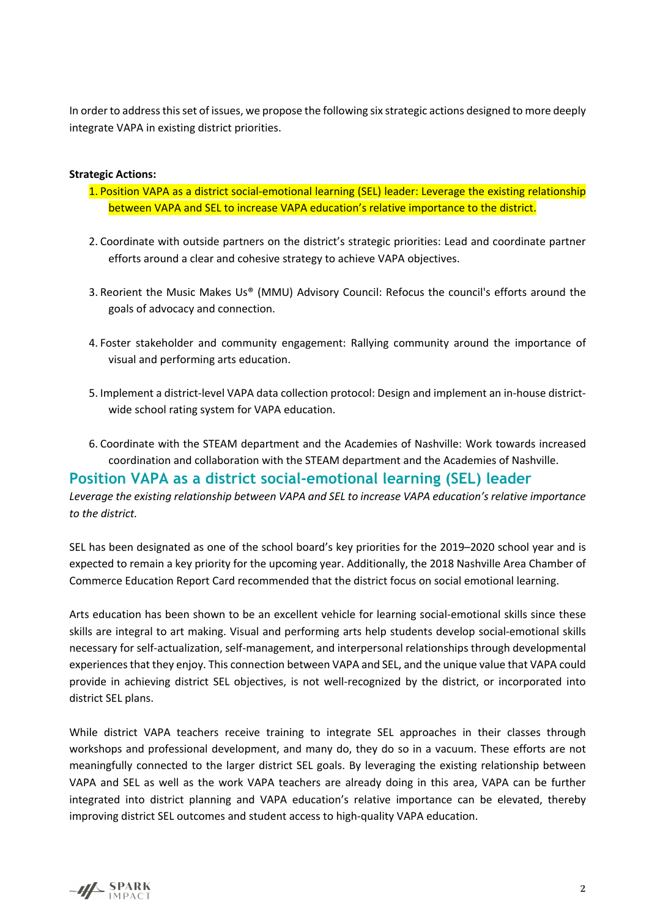In order to address this set of issues, we propose the following six strategic actions designed to more deeply integrate VAPA in existing district priorities.

**Strategic Actions:**

1. Position VAPA as a district social-emotional learning (SEL) leader: Leverage the existing relationship between VAPA and SEL to increase VAPA education's relative importance to the district.

2. Coordinate with outside partners on the district's strategic priorities: Lead and coordinate partner efforts around a clear and cohesive strategy to achieve VAPA objectives.

3. Reorient the Music Makes Us® (MMU) Advisory Council: Refocus the council's efforts around the goals of advocacy and connection.

4. Foster stakeholder and community engagement: Rallying community around the importance of visual and performing arts education.

5. Implement a district-level VAPA data collection protocol: Design and implement an in-house district-wide school rating system for VAPA education.

6. Coordinate with the STEAM department and the Academies of Nashville: Work towards increased coordination and collaboration with the STEAM department and the Academies of Nashville.

## Position VAPA as a district social-emotional learning (SEL) leader

*Leverage the existing relationship between VAPA and SEL to increase VAPA education's relative importance to the district.*

SEL has been designated as one of the school board's key priorities for the 2019–2020 school year and is expected to remain a key priority for the upcoming year. Additionally, the 2018 Nashville Area Chamber of Commerce Education Report Card recommended that the district focus on social emotional learning.

Arts education has been shown to be an excellent vehicle for learning social-emotional skills since these skills are integral to art making. Visual and performing arts help students develop social-emotional skills necessary for self-actualization, self-management, and interpersonal relationships through developmental experiences that they enjoy. This connection between VAPA and SEL, and the unique value that VAPA could provide in achieving district SEL objectives, is not well-recognized by the district, or incorporated into district SEL plans.

While district VAPA teachers receive training to integrate SEL approaches in their classes through workshops and professional development, and many do, they do so in a vacuum. These efforts are not meaningfully connected to the larger district SEL goals. By leveraging the existing relationship between VAPA and SEL as well as the work VAPA teachers are already doing in this area, VAPA can be further integrated into district planning and VAPA education's relative importance can be elevated, thereby improving district SEL outcomes and student access to high-quality VAPA education.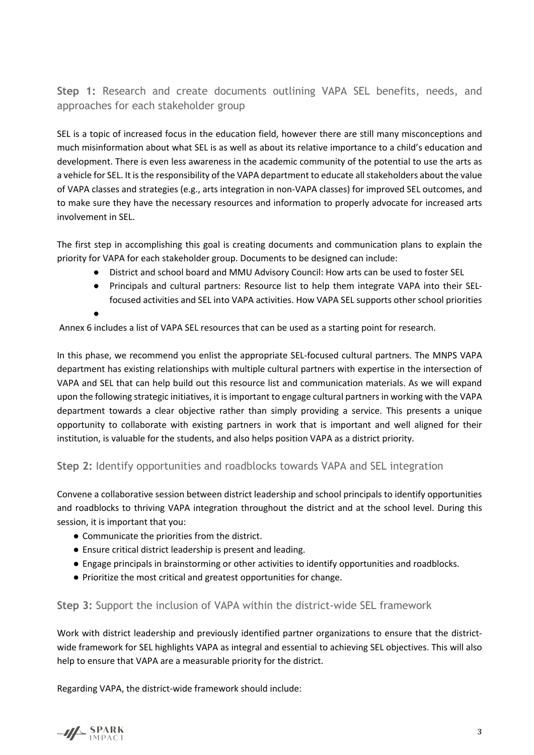### **Step 1:** Research and create documents outlining VAPA SEL benefits, needs, and approaches for each stakeholder group

SEL is a topic of increased focus in the education field, however there are still many misconceptions and much misinformation about what SEL is as well as about its relative importance to a child's education and development. There is even less awareness in the academic community of the potential to use the arts as a vehicle for SEL. It is the responsibility of the VAPA department to educate all stakeholders about the value of VAPA classes and strategies (e.g., arts integration in non-VAPA classes) for improved SEL outcomes, and to make sure they have the necessary resources and information to properly advocate for increased arts involvement in SEL.

The first step in accomplishing this goal is creating documents and communication plans to explain the priority for VAPA for each stakeholder group. Documents to be designed can include:

- District and school board and MMU Advisory Council: How arts can be used to foster SEL
- Principals and cultural partners: Resource list to help them integrate VAPA into their SEL-focused activities and SEL into VAPA activities. How VAPA SEL supports other school priorities
-

Annex 6 includes a list of VAPA SEL resources that can be used as a starting point for research.

In this phase, we recommend you enlist the appropriate SEL-focused cultural partners. The MNPS VAPA department has existing relationships with multiple cultural partners with expertise in the intersection of VAPA and SEL that can help build out this resource list and communication materials. As we will expand upon the following strategic initiatives, it is important to engage cultural partners in working with the VAPA department towards a clear objective rather than simply providing a service. This presents a unique opportunity to collaborate with existing partners in work that is important and well aligned for their institution, is valuable for the students, and also helps position VAPA as a district priority.

### **Step 2:** Identify opportunities and roadblocks towards VAPA and SEL integration

Convene a collaborative session between district leadership and school principals to identify opportunities and roadblocks to thriving VAPA integration throughout the district and at the school level. During this session, it is important that you:

- Communicate the priorities from the district.
- Ensure critical district leadership is present and leading.
- Engage principals in brainstorming or other activities to identify opportunities and roadblocks.
- Prioritize the most critical and greatest opportunities for change.

### **Step 3:** Support the inclusion of VAPA within the district-wide SEL framework

Work with district leadership and previously identified partner organizations to ensure that the district-wide framework for SEL highlights VAPA as integral and essential to achieving SEL objectives. This will also help to ensure that VAPA are a measurable priority for the district.

Regarding VAPA, the district-wide framework should include: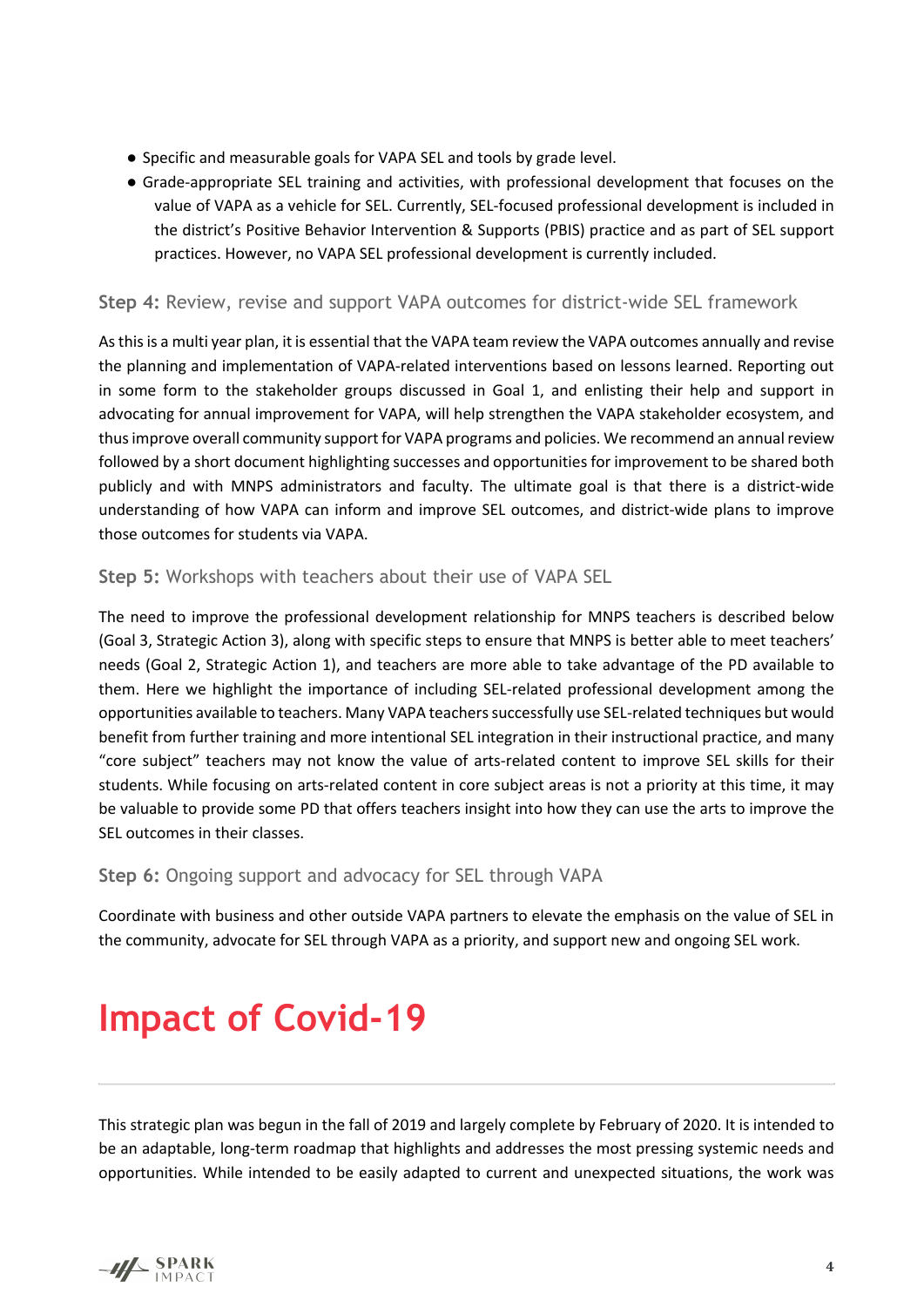- Specific and measurable goals for VAPA SEL and tools by grade level.
- Grade-appropriate SEL training and activities, with professional development that focuses on the value of VAPA as a vehicle for SEL. Currently, SEL-focused professional development is included in the district's Positive Behavior Intervention & Supports (PBIS) practice and as part of SEL support practices. However, no VAPA SEL professional development is currently included.

### **Step 4:** Review, revise and support VAPA outcomes for district-wide SEL framework

As this is a multi year plan, it is essential that the VAPA team review the VAPA outcomes annually and revise the planning and implementation of VAPA-related interventions based on lessons learned. Reporting out in some form to the stakeholder groups discussed in Goal 1, and enlisting their help and support in advocating for annual improvement for VAPA, will help strengthen the VAPA stakeholder ecosystem, and thus improve overall community support for VAPA programs and policies. We recommend an annual review followed by a short document highlighting successes and opportunities for improvement to be shared both publicly and with MNPS administrators and faculty. The ultimate goal is that there is a district-wide understanding of how VAPA can inform and improve SEL outcomes, and district-wide plans to improve those outcomes for students via VAPA.

### **Step 5:** Workshops with teachers about their use of VAPA SEL

The need to improve the professional development relationship for MNPS teachers is described below (Goal 3, Strategic Action 3), along with specific steps to ensure that MNPS is better able to meet teachers' needs (Goal 2, Strategic Action 1), and teachers are more able to take advantage of the PD available to them. Here we highlight the importance of including SEL-related professional development among the opportunities available to teachers. Many VAPA teachers successfully use SEL-related techniques but would benefit from further training and more intentional SEL integration in their instructional practice, and many "core subject" teachers may not know the value of arts-related content to improve SEL skills for their students. While focusing on arts-related content in core subject areas is not a priority at this time, it may be valuable to provide some PD that offers teachers insight into how they can use the arts to improve the SEL outcomes in their classes.

### **Step 6:** Ongoing support and advocacy for SEL through VAPA

Coordinate with business and other outside VAPA partners to elevate the emphasis on the value of SEL in the community, advocate for SEL through VAPA as a priority, and support new and ongoing SEL work.

# Impact of Covid-19

This strategic plan was begun in the fall of 2019 and largely complete by February of 2020. It is intended to be an adaptable, long-term roadmap that highlights and addresses the most pressing systemic needs and opportunities. While intended to be easily adapted to current and unexpected situations, the work was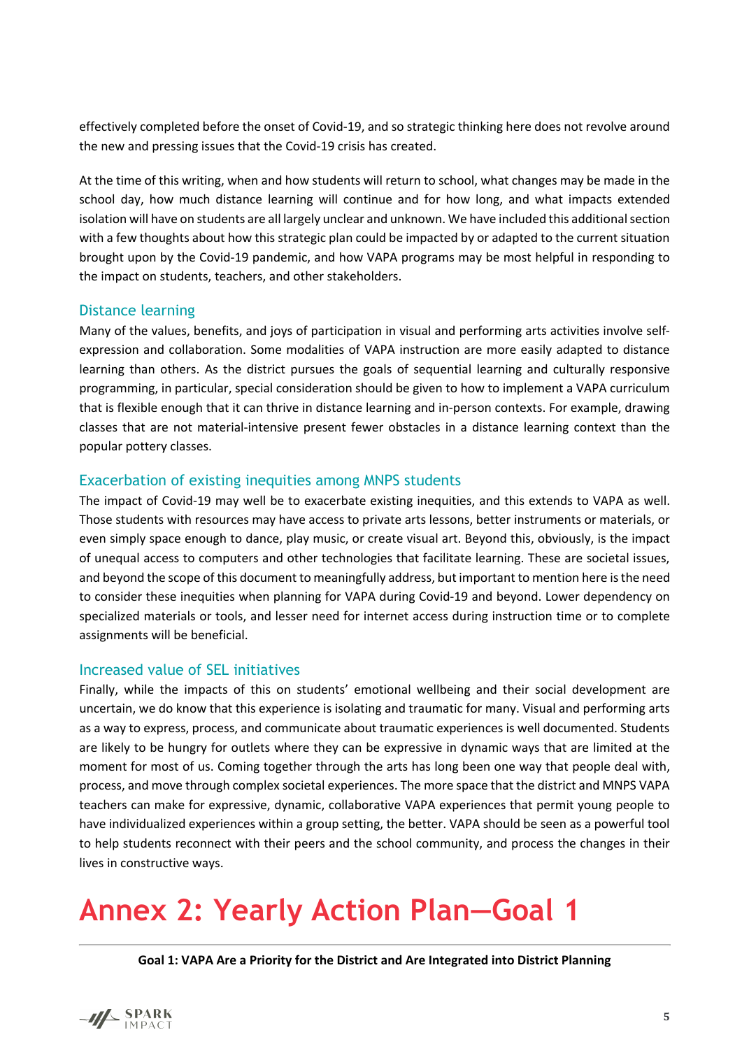effectively completed before the onset of Covid-19, and so strategic thinking here does not revolve around the new and pressing issues that the Covid-19 crisis has created.

At the time of this writing, when and how students will return to school, what changes may be made in the school day, how much distance learning will continue and for how long, and what impacts extended isolation will have on students are all largely unclear and unknown. We have included this additional section with a few thoughts about how this strategic plan could be impacted by or adapted to the current situation brought upon by the Covid-19 pandemic, and how VAPA programs may be most helpful in responding to the impact on students, teachers, and other stakeholders.

### Distance learning

Many of the values, benefits, and joys of participation in visual and performing arts activities involve self-expression and collaboration. Some modalities of VAPA instruction are more easily adapted to distance learning than others. As the district pursues the goals of sequential learning and culturally responsive programming, in particular, special consideration should be given to how to implement a VAPA curriculum that is flexible enough that it can thrive in distance learning and in-person contexts. For example, drawing classes that are not material-intensive present fewer obstacles in a distance learning context than the popular pottery classes.

### Exacerbation of existing inequities among MNPS students

The impact of Covid-19 may well be to exacerbate existing inequities, and this extends to VAPA as well. Those students with resources may have access to private arts lessons, better instruments or materials, or even simply space enough to dance, play music, or create visual art. Beyond this, obviously, is the impact of unequal access to computers and other technologies that facilitate learning. These are societal issues, and beyond the scope of this document to meaningfully address, but important to mention here is the need to consider these inequities when planning for VAPA during Covid-19 and beyond. Lower dependency on specialized materials or tools, and lesser need for internet access during instruction time or to complete assignments will be beneficial.

### Increased value of SEL initiatives

Finally, while the impacts of this on students' emotional wellbeing and their social development are uncertain, we do know that this experience is isolating and traumatic for many. Visual and performing arts as a way to express, process, and communicate about traumatic experiences is well documented. Students are likely to be hungry for outlets where they can be expressive in dynamic ways that are limited at the moment for most of us. Coming together through the arts has long been one way that people deal with, process, and move through complex societal experiences. The more space that the district and MNPS VAPA teachers can make for expressive, dynamic, collaborative VAPA experiences that permit young people to have individualized experiences within a group setting, the better. VAPA should be seen as a powerful tool to help students reconnect with their peers and the school community, and process the changes in their lives in constructive ways.

# Annex 2: Yearly Action Plan—Goal 1

**Goal 1: VAPA Are a Priority for the District and Are Integrated into District Planning**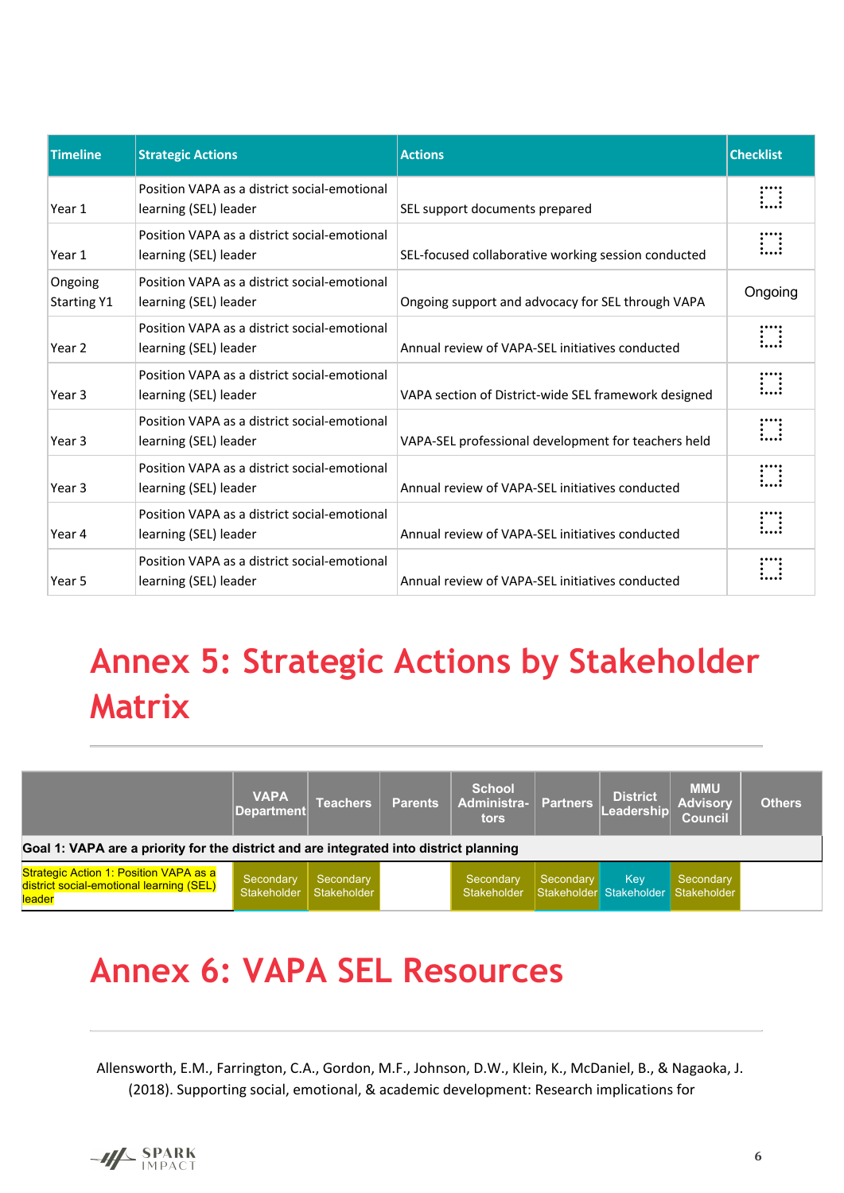| Timeline | Strategic Actions | Actions | Checklist |
|---|---|---|---|
| Year 1 | Position VAPA as a district social-emotional learning (SEL) leader | SEL support documents prepared | ☐ |
| Year 1 | Position VAPA as a district social-emotional learning (SEL) leader | SEL-focused collaborative working session conducted | ☐ |
| Ongoing Starting Y1 | Position VAPA as a district social-emotional learning (SEL) leader | Ongoing support and advocacy for SEL through VAPA | Ongoing |
| Year 2 | Position VAPA as a district social-emotional learning (SEL) leader | Annual review of VAPA-SEL initiatives conducted | ☐ |
| Year 3 | Position VAPA as a district social-emotional learning (SEL) leader | VAPA section of District-wide SEL framework designed | ☐ |
| Year 3 | Position VAPA as a district social-emotional learning (SEL) leader | VAPA-SEL professional development for teachers held | ☐ |
| Year 3 | Position VAPA as a district social-emotional learning (SEL) leader | Annual review of VAPA-SEL initiatives conducted | ☐ |
| Year 4 | Position VAPA as a district social-emotional learning (SEL) leader | Annual review of VAPA-SEL initiatives conducted | ☐ |
| Year 5 | Position VAPA as a district social-emotional learning (SEL) leader | Annual review of VAPA-SEL initiatives conducted | ☐ |

# Annex 5: Strategic Actions by Stakeholder Matrix

| | VAPA Department | Teachers | Parents | School Administrators | Partners | District Leadership | MMU Advisory Council | Others |
|---|---|---|---|---|---|---|---|---|
| **Goal 1: VAPA are a priority for the district and are integrated into district planning** | | | | | | | | |
| Strategic Action 1: Position VAPA as a district social-emotional learning (SEL) leader | Secondary Stakeholder | Secondary Stakeholder | | Secondary Stakeholder | Secondary Stakeholder | Key Stakeholder | Secondary Stakeholder | |

# Annex 6: VAPA SEL Resources

Allensworth, E.M., Farrington, C.A., Gordon, M.F., Johnson, D.W., Klein, K., McDaniel, B., & Nagaoka, J. (2018). Supporting social, emotional, & academic development: Research implications for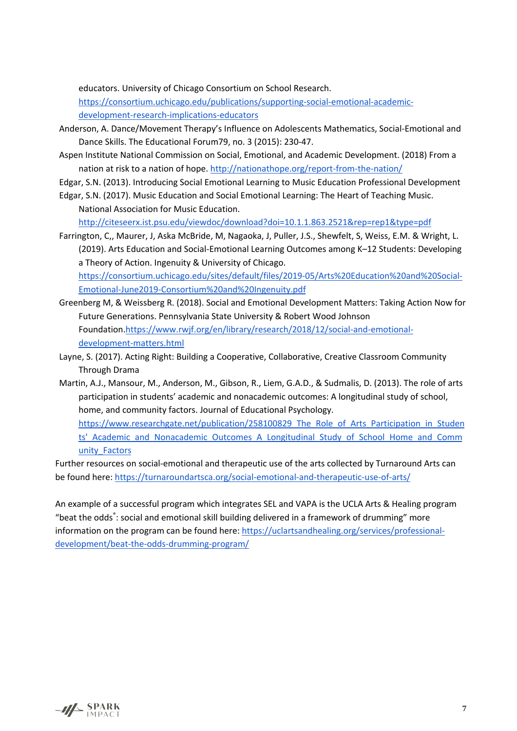educators. University of Chicago Consortium on School Research. https://consortium.uchicago.edu/publications/supporting-social-emotional-academic-development-research-implications-educators

Anderson, A. Dance/Movement Therapy's Influence on Adolescents Mathematics, Social-Emotional and Dance Skills. The Educational Forum79, no. 3 (2015): 230-47.

Aspen Institute National Commission on Social, Emotional, and Academic Development. (2018) From a nation at risk to a nation of hope. http://nationathope.org/report-from-the-nation/

Edgar, S.N. (2013). Introducing Social Emotional Learning to Music Education Professional Development

Edgar, S.N. (2017). Music Education and Social Emotional Learning: The Heart of Teaching Music. National Association for Music Education. http://citeseerx.ist.psu.edu/viewdoc/download?doi=10.1.1.863.2521&rep=rep1&type=pdf

Farrington, C,, Maurer, J, Aska McBride, M, Nagaoka, J, Puller, J.S., Shewfelt, S, Weiss, E.M. & Wright, L. (2019). Arts Education and Social-Emotional Learning Outcomes among K–12 Students: Developing a Theory of Action. Ingenuity & University of Chicago. https://consortium.uchicago.edu/sites/default/files/2019-05/Arts%20Education%20and%20Social-Emotional-June2019-Consortium%20and%20Ingenuity.pdf

Greenberg M, & Weissberg R. (2018). Social and Emotional Development Matters: Taking Action Now for Future Generations. Pennsylvania State University & Robert Wood Johnson Foundation.https://www.rwjf.org/en/library/research/2018/12/social-and-emotional-development-matters.html

Layne, S. (2017). Acting Right: Building a Cooperative, Collaborative, Creative Classroom Community Through Drama

Martin, A.J., Mansour, M., Anderson, M., Gibson, R., Liem, G.A.D., & Sudmalis, D. (2013). The role of arts participation in students' academic and nonacademic outcomes: A longitudinal study of school, home, and community factors. Journal of Educational Psychology. https://www.researchgate.net/publication/258100829_The_Role_of_Arts_Participation_in_Students'_Academic_and_Nonacademic_Outcomes_A_Longitudinal_Study_of_School_Home_and_Community_Factors

Further resources on social-emotional and therapeutic use of the arts collected by Turnaround Arts can be found here: https://turnaroundartsca.org/social-emotional-and-therapeutic-use-of-arts/

An example of a successful program which integrates SEL and VAPA is the UCLA Arts & Healing program "beat the odds®: social and emotional skill building delivered in a framework of drumming" more information on the program can be found here: https://uclartsandhealing.org/services/professional-development/beat-the-odds-drumming-program/